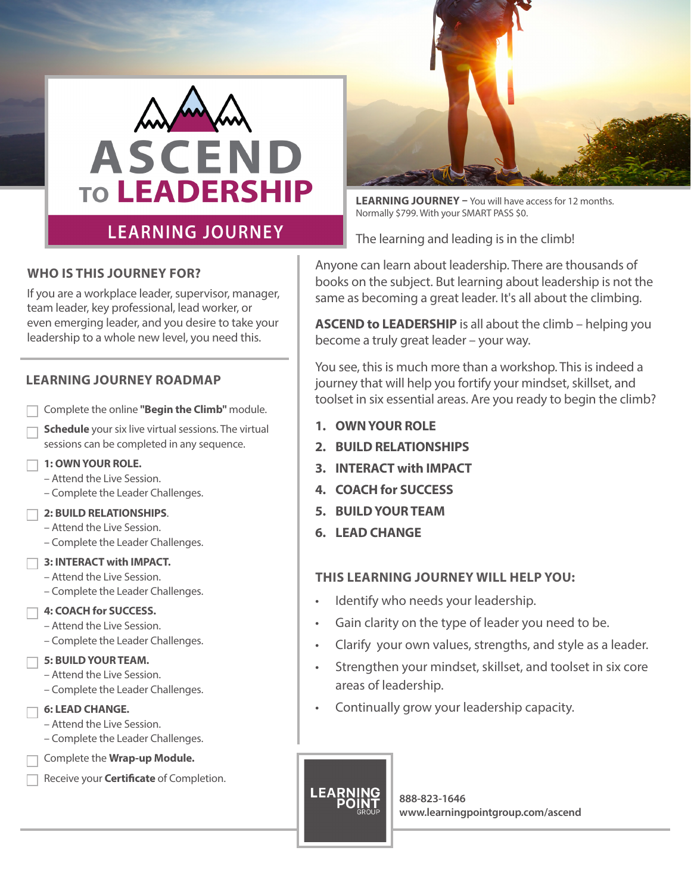# ASCEND TO LEADERSHIP

## LEARNING JOURNEY

**LEARNING JOURNEY –** You will have access for 12 months. Normally $799. With your SMART PASS $0.

The learning and leading is in the climb!

### WHO IS THIS JOURNEY FOR?

If you are a workplace leader, supervisor, manager, team leader, key professional, lead worker, or even emerging leader, and you desire to take your leadership to a whole new level, you need this.

### LEARNING JOURNEY ROADMAP

- [ ] Complete the online **"Begin the Climb"** module.
- [ ] **Schedule** your six live virtual sessions. The virtual sessions can be completed in any sequence.
- [ ] **1: OWN YOUR ROLE.**
  – Attend the Live Session.
  – Complete the Leader Challenges.
- [ ] **2: BUILD RELATIONSHIPS**.
  – Attend the Live Session.
  – Complete the Leader Challenges.
- [ ] **3: INTERACT with IMPACT.**
  – Attend the Live Session.
  – Complete the Leader Challenges.
- [ ] **4: COACH for SUCCESS.**
  – Attend the Live Session.
  – Complete the Leader Challenges.
- [ ] **5: BUILD YOUR TEAM.**
  – Attend the Live Session.
  – Complete the Leader Challenges.
- [ ] **6: LEAD CHANGE.**
  – Attend the Live Session.
  – Complete the Leader Challenges.
- [ ] Complete the **Wrap-up Module.**
- [ ] Receive your **Certificate** of Completion.

Anyone can learn about leadership. There are thousands of books on the subject. But learning about leadership is not the same as becoming a great leader. It's all about the climbing.

**ASCEND to LEADERSHIP** is all about the climb – helping you become a truly great leader – your way.

You see, this is much more than a workshop. This is indeed a journey that will help you fortify your mindset, skillset, and toolset in six essential areas. Are you ready to begin the climb?

1. **OWN YOUR ROLE**
2. **BUILD RELATIONSHIPS**
3. **INTERACT with IMPACT**
4. **COACH for SUCCESS**
5. **BUILD YOUR TEAM**
6. **LEAD CHANGE**

### THIS LEARNING JOURNEY WILL HELP YOU:

- Identify who needs your leadership.
- Gain clarity on the type of leader you need to be.
- Clarify your own values, strengths, and style as a leader.
- Strengthen your mindset, skillset, and toolset in six core areas of leadership.
- Continually grow your leadership capacity.

LEARNING POINT GROUP

**888-823-1646**
**www.learningpointgroup.com/ascend**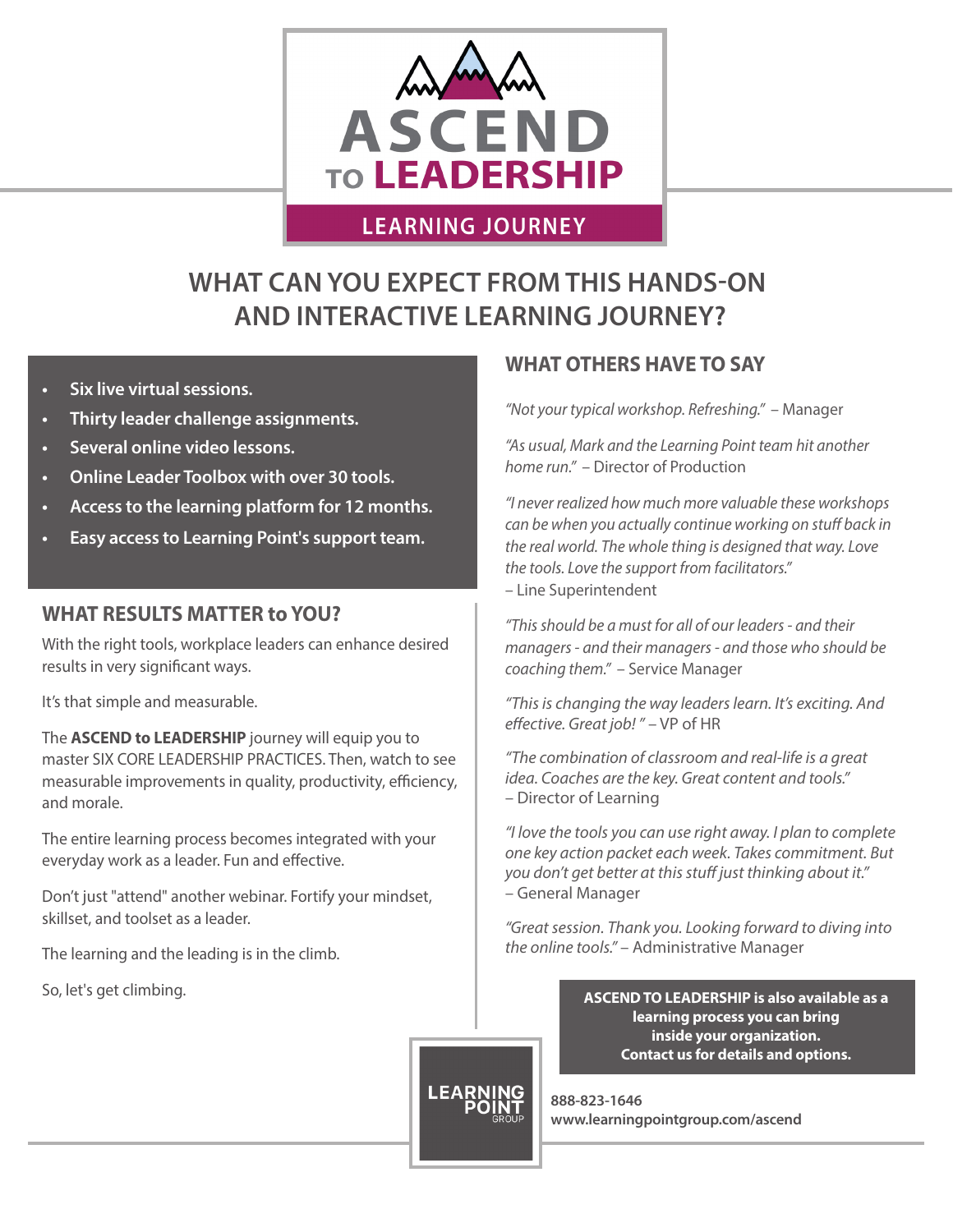# ASCEND TO LEADERSHIP

LEARNING JOURNEY

## WHAT CAN YOU EXPECT FROM THIS HANDS-ON AND INTERACTIVE LEARNING JOURNEY?

- **Six live virtual sessions.**
- **Thirty leader challenge assignments.**
- **Several online video lessons.**
- **Online Leader Toolbox with over 30 tools.**
- **Access to the learning platform for 12 months.**
- **Easy access to Learning Point's support team.**

### WHAT RESULTS MATTER to YOU?

With the right tools, workplace leaders can enhance desired results in very significant ways.

It's that simple and measurable.

The **ASCEND to LEADERSHIP** journey will equip you to master SIX CORE LEADERSHIP PRACTICES. Then, watch to see measurable improvements in quality, productivity, efficiency, and morale.

The entire learning process becomes integrated with your everyday work as a leader. Fun and effective.

Don't just "attend" another webinar. Fortify your mindset, skillset, and toolset as a leader.

The learning and the leading is in the climb.

So, let's get climbing.

### WHAT OTHERS HAVE TO SAY

*"Not your typical workshop. Refreshing."* – Manager

*"As usual, Mark and the Learning Point team hit another home run."* – Director of Production

*"I never realized how much more valuable these workshops can be when you actually continue working on stuff back in the real world. The whole thing is designed that way. Love the tools. Love the support from facilitators."* – Line Superintendent

*"This should be a must for all of our leaders - and their managers - and their managers - and those who should be coaching them."* – Service Manager

*"This is changing the way leaders learn. It's exciting. And effective. Great job! "* – VP of HR

*"The combination of classroom and real-life is a great idea. Coaches are the key. Great content and tools."* – Director of Learning

*"I love the tools you can use right away. I plan to complete one key action packet each week. Takes commitment. But you don't get better at this stuff just thinking about it."* – General Manager

*"Great session. Thank you. Looking forward to diving into the online tools."* – Administrative Manager

**ASCEND TO LEADERSHIP is also available as a learning process you can bring inside your organization. Contact us for details and options.**

LEARNING POINT GROUP

**888-823-1646**
**www.learningpointgroup.com/ascend**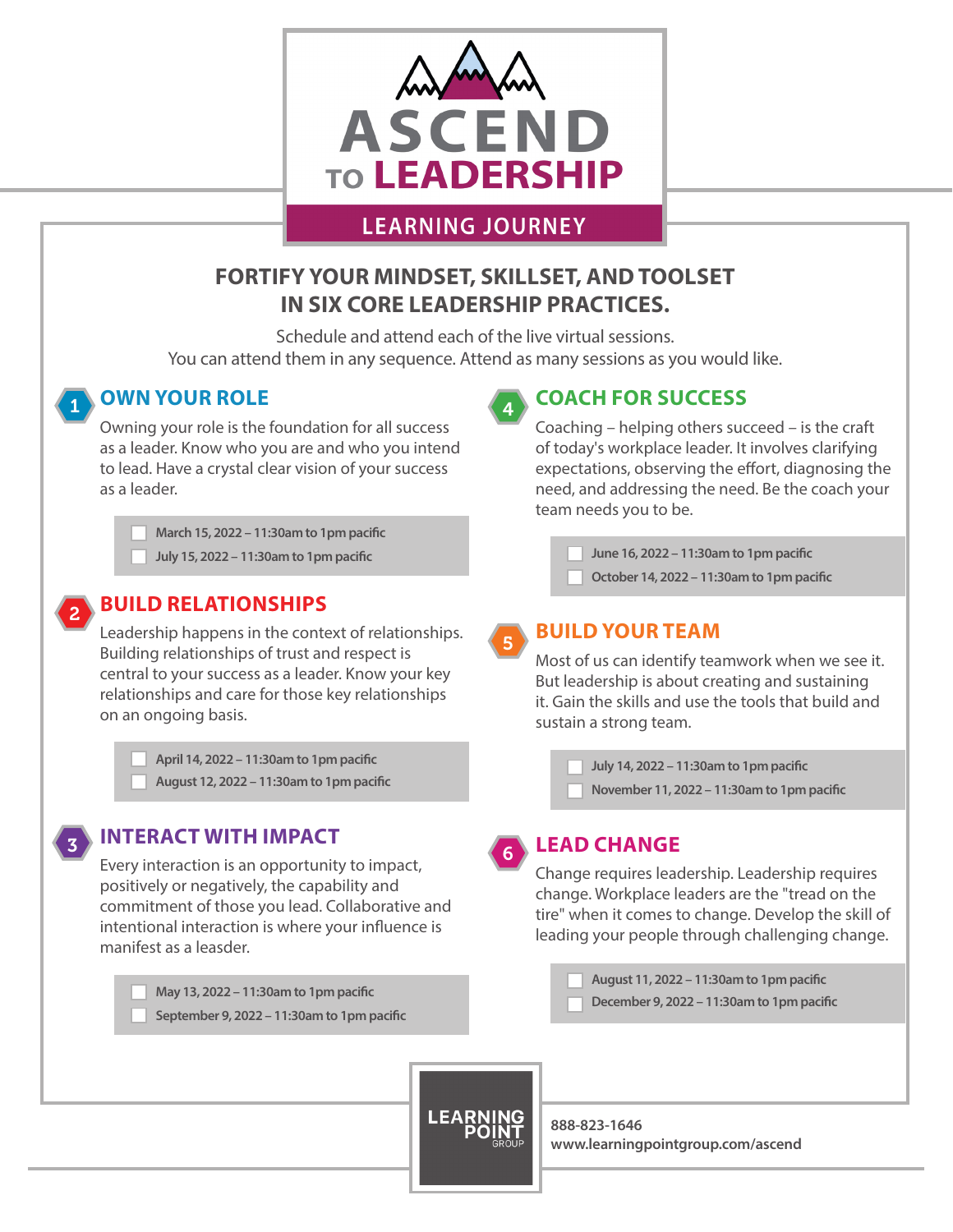# ASCEND TO LEADERSHIP

**LEARNING JOURNEY**

## FORTIFY YOUR MINDSET, SKILLSET, AND TOOLSET IN SIX CORE LEADERSHIP PRACTICES.

Schedule and attend each of the live virtual sessions.
You can attend them in any sequence. Attend as many sessions as you would like.

### 1 OWN YOUR ROLE

Owning your role is the foundation for all success as a leader. Know who you are and who you intend to lead. Have a crystal clear vision of your success as a leader.

- [ ] March 15, 2022 – 11:30am to 1pm pacific
- [ ] July 15, 2022 – 11:30am to 1pm pacific

### 2 BUILD RELATIONSHIPS

Leadership happens in the context of relationships. Building relationships of trust and respect is central to your success as a leader. Know your key relationships and care for those key relationships on an ongoing basis.

- [ ] April 14, 2022 – 11:30am to 1pm pacific
- [ ] August 12, 2022 – 11:30am to 1pm pacific

### 3 INTERACT WITH IMPACT

Every interaction is an opportunity to impact, positively or negatively, the capability and commitment of those you lead. Collaborative and intentional interaction is where your influence is manifest as a leasder.

- [ ] May 13, 2022 – 11:30am to 1pm pacific
- [ ] September 9, 2022 – 11:30am to 1pm pacific

### 4 COACH FOR SUCCESS

Coaching – helping others succeed – is the craft of today's workplace leader. It involves clarifying expectations, observing the effort, diagnosing the need, and addressing the need. Be the coach your team needs you to be.

- [ ] June 16, 2022 – 11:30am to 1pm pacific
- [ ] October 14, 2022 – 11:30am to 1pm pacific

### 5 BUILD YOUR TEAM

Most of us can identify teamwork when we see it. But leadership is about creating and sustaining it. Gain the skills and use the tools that build and sustain a strong team.

- [ ] July 14, 2022 – 11:30am to 1pm pacific
- [ ] November 11, 2022 – 11:30am to 1pm pacific

### 6 LEAD CHANGE

Change requires leadership. Leadership requires change. Workplace leaders are the "tread on the tire" when it comes to change. Develop the skill of leading your people through challenging change.

- [ ] August 11, 2022 – 11:30am to 1pm pacific
- [ ] December 9, 2022 – 11:30am to 1pm pacific

LEARNING POINT GROUP

**888-823-1646**
**www.learningpointgroup.com/ascend**